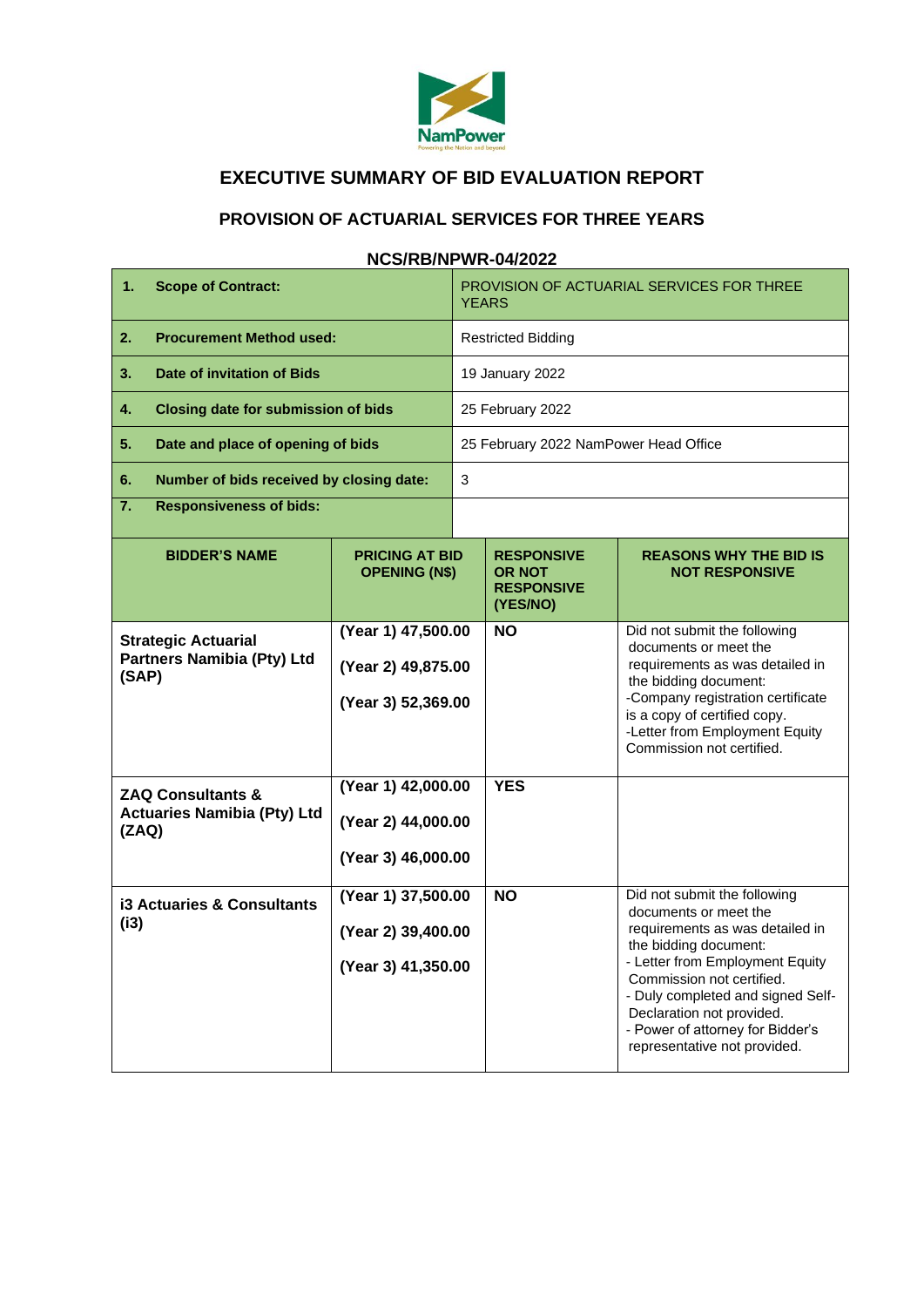# EXECUTIVE SUMMARY OF BID EVALUATION REPORT

## PROVISION OF ACTUARIAL SERVICES FOR THREE YEARS

### NCS/RB/NPWR-04/2022

| | |
|---|---|
| **1. Scope of Contract:** | PROVISION OF ACTUARIAL SERVICES FOR THREE YEARS |
| **2. Procurement Method used:** | Restricted Bidding |
| **3. Date of invitation of Bids** | 19 January 2022 |
| **4. Closing date for submission of bids** | 25 February 2022 |
| **5. Date and place of opening of bids** | 25 February 2022 NamPower Head Office |
| **6. Number of bids received by closing date:** | 3 |
| **7. Responsiveness of bids:** | |

| BIDDER'S NAME | PRICING AT BID OPENING (N$) | RESPONSIVE OR NOT RESPONSIVE (YES/NO) | REASONS WHY THE BID IS NOT RESPONSIVE |
|---|---|---|---|
| **Strategic Actuarial Partners Namibia (Pty) Ltd (SAP)** | **(Year 1) 47,500.00**<br>**(Year 2) 49,875.00**<br>**(Year 3) 52,369.00** | **NO** | Did not submit the following documents or meet the requirements as was detailed in the bidding document:<br>-Company registration certificate is a copy of certified copy.<br>-Letter from Employment Equity Commission not certified. |
| **ZAQ Consultants & Actuaries Namibia (Pty) Ltd (ZAQ)** | **(Year 1) 42,000.00**<br>**(Year 2) 44,000.00**<br>**(Year 3) 46,000.00** | **YES** | |
| **i3 Actuaries & Consultants (i3)** | **(Year 1) 37,500.00**<br>**(Year 2) 39,400.00**<br>**(Year 3) 41,350.00** | **NO** | Did not submit the following documents or meet the requirements as was detailed in the bidding document:<br>- Letter from Employment Equity Commission not certified.<br>- Duly completed and signed Self-Declaration not provided.<br>- Power of attorney for Bidder's representative not provided. |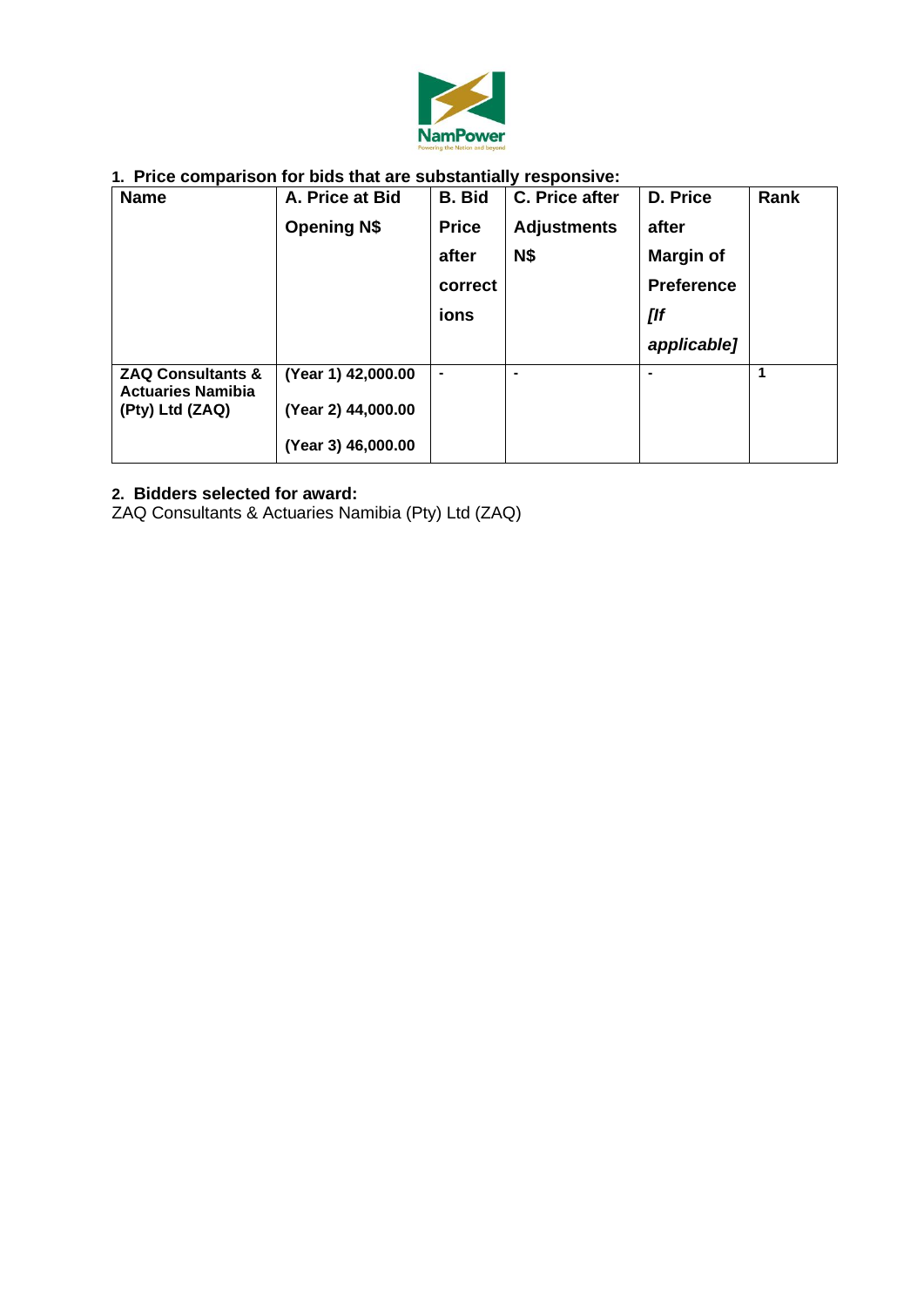**1. Price comparison for bids that are substantially responsive:**

| Name | A. Price at Bid Opening N$ | B. Bid Price after corrections | C. Price after Adjustments N$ | D. Price after Margin of Preference *[If applicable]* | Rank |
|---|---|---|---|---|---|
| **ZAQ Consultants & Actuaries Namibia (Pty) Ltd (ZAQ)** | **(Year 1) 42,000.00**<br>**(Year 2) 44,000.00**<br>**(Year 3) 46,000.00** | - | - | - | 1 |

**2. Bidders selected for award:**

ZAQ Consultants & Actuaries Namibia (Pty) Ltd (ZAQ)